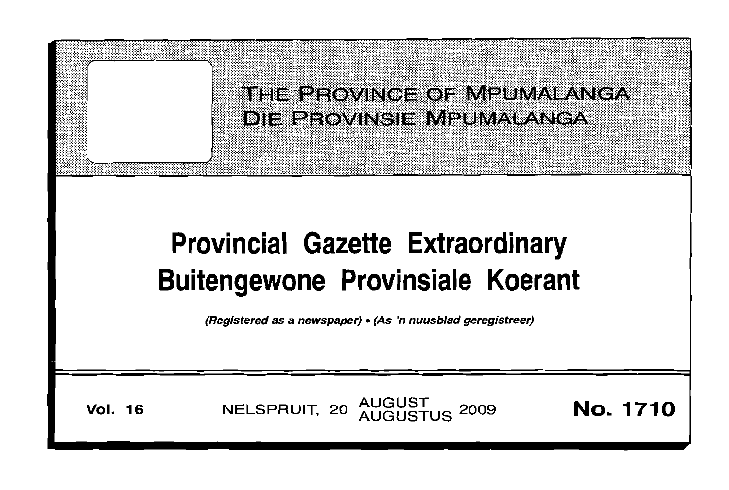THE PROVINCE OF MPUMALANGA
DIE PROVINSIE MPUMALANGA

# Provincial Gazette Extraordinary
# Buitengewone Provinsiale Koerant

*(Registered as a newspaper)* • *(As 'n nuusblad geregistreer)*

**Vol. 16** NELSPRUIT, 20 AUGUST AUGUSTUS 2009 **No. 1710**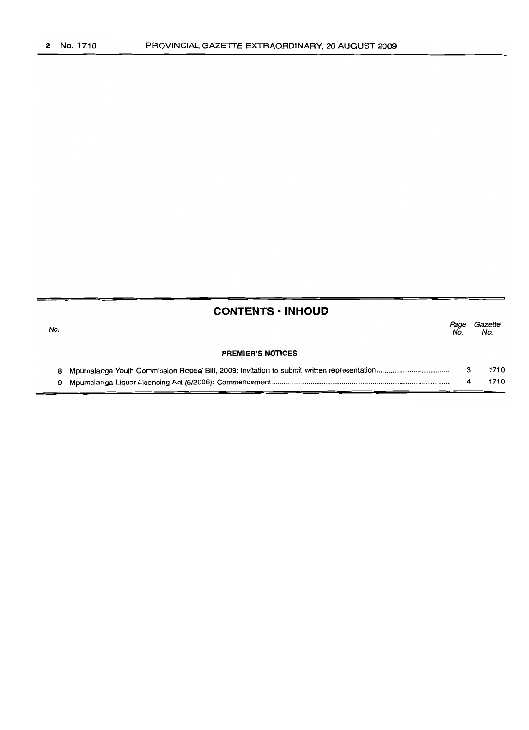## CONTENTS · INHOUD

| No. | | Page No. | Gazette No. |
|---|---|---|---|
| | **PREMIER'S NOTICES** | | |
| 8 | Mpumalanga Youth Commission Repeal Bill, 2009: Invitation to submit written representation | 3 | 1710 |
| 9 | Mpumalanga Liquor Licencing Act (5/2006): Commencement | 4 | 1710 |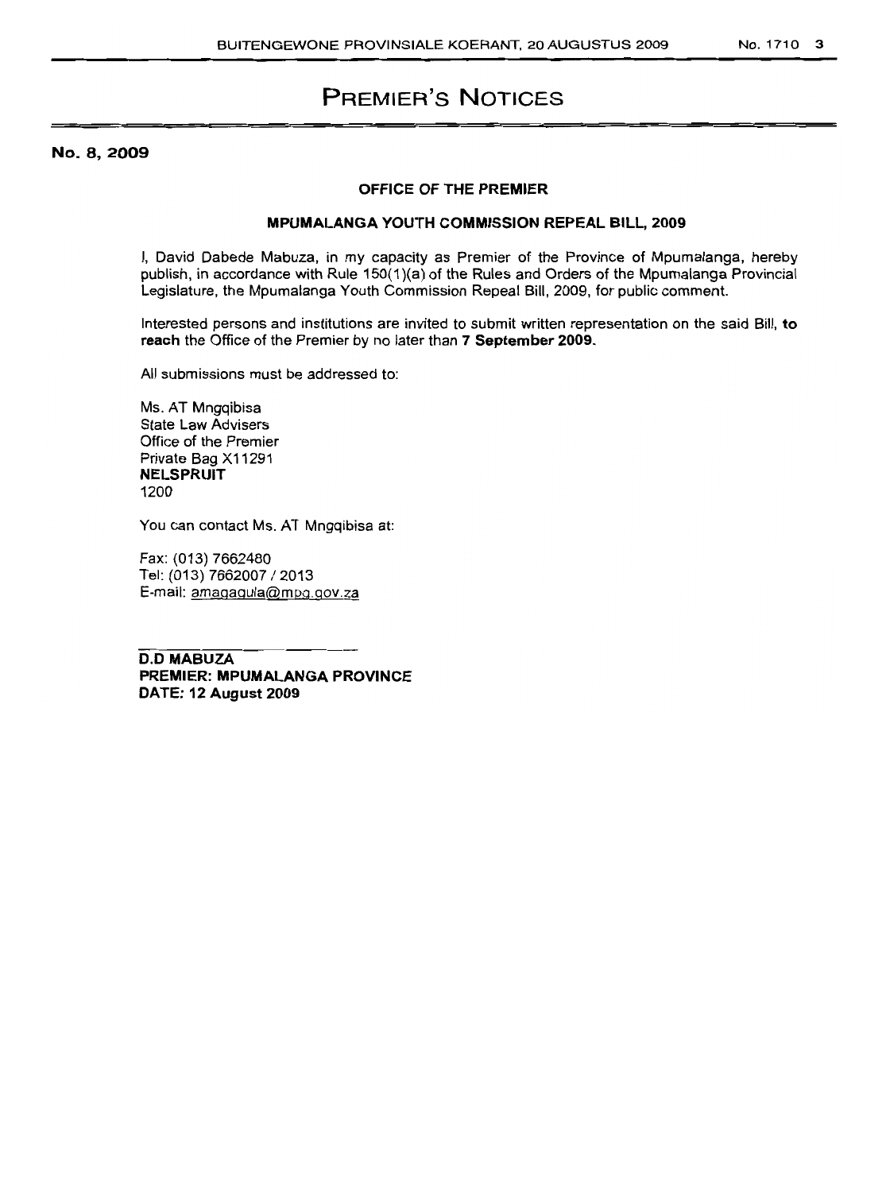# PREMIER'S NOTICES

**No. 8, 2009**

**OFFICE OF THE PREMIER**

**MPUMALANGA YOUTH COMMISSION REPEAL BILL, 2009**

I, David Dabede Mabuza, in my capacity as Premier of the Province of Mpumalanga, hereby publish, in accordance with Rule 150(1)(a) of the Rules and Orders of the Mpumalanga Provincial Legislature, the Mpumalanga Youth Commission Repeal Bill, 2009, for public comment.

Interested persons and institutions are invited to submit written representation on the said Bill, **to reach** the Office of the Premier by no later than **7 September 2009.**

All submissions must be addressed to:

Ms. AT Mngqibisa
State Law Advisers
Office of the Premier
Private Bag X11291
**NELSPRUIT**
1200

You can contact Ms. AT Mngqibisa at:

Fax: (013) 7662480
Tel: (013) 7662007 / 2013
E-mail: amagagula@mpg.gov.za

**D.D MABUZA**
**PREMIER: MPUMALANGA PROVINCE**
**DATE: 12 August 2009**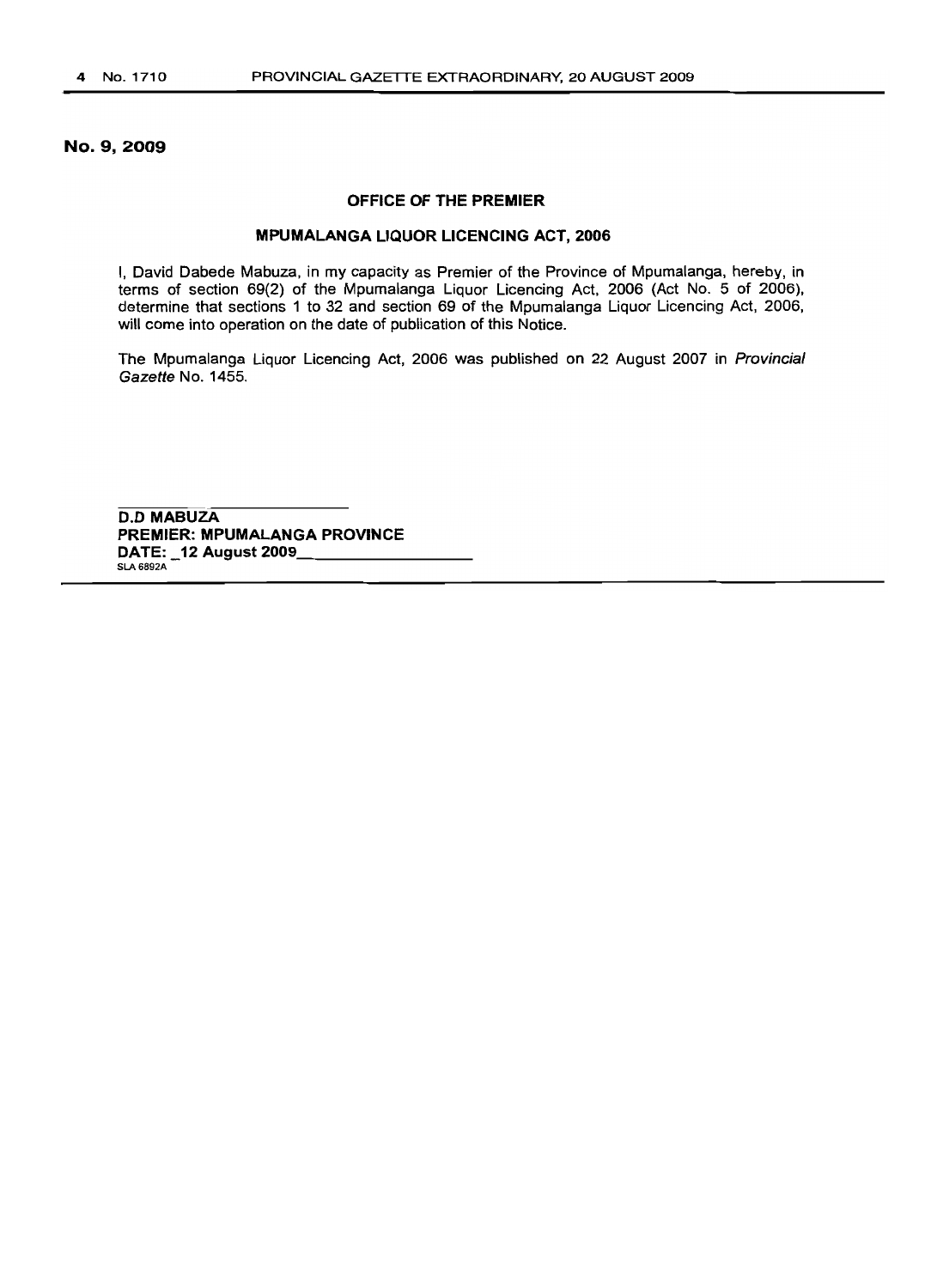**No. 9, 2009**

## OFFICE OF THE PREMIER

## MPUMALANGA LIQUOR LICENCING ACT, 2006

I, David Dabede Mabuza, in my capacity as Premier of the Province of Mpumalanga, hereby, in terms of section 69(2) of the Mpumalanga Liquor Licencing Act, 2006 (Act No. 5 of 2006), determine that sections 1 to 32 and section 69 of the Mpumalanga Liquor Licencing Act, 2006, will come into operation on the date of publication of this Notice.

The Mpumalanga Liquor Licencing Act, 2006 was published on 22 August 2007 in *Provincial Gazette* No. 1455.

**D.D MABUZA**
**PREMIER: MPUMALANGA PROVINCE**
**DATE: 12 August 2009**
SLA 6892A